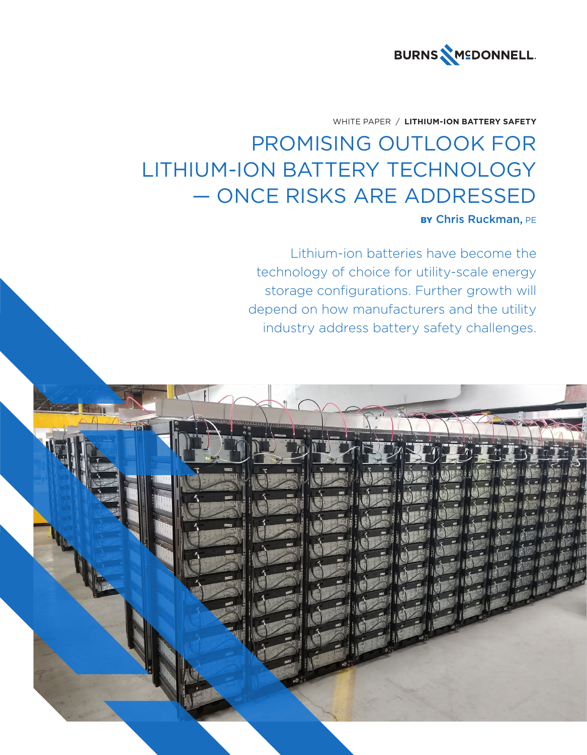BURNS McDONNELL

WHITE PAPER / **LITHIUM-ION BATTERY SAFETY**

# PROMISING OUTLOOK FOR LITHIUM-ION BATTERY TECHNOLOGY — ONCE RISKS ARE ADDRESSED

**BY Chris Ruckman,** PE

Lithium-ion batteries have become the technology of choice for utility-scale energy storage configurations. Further growth will depend on how manufacturers and the utility industry address battery safety challenges.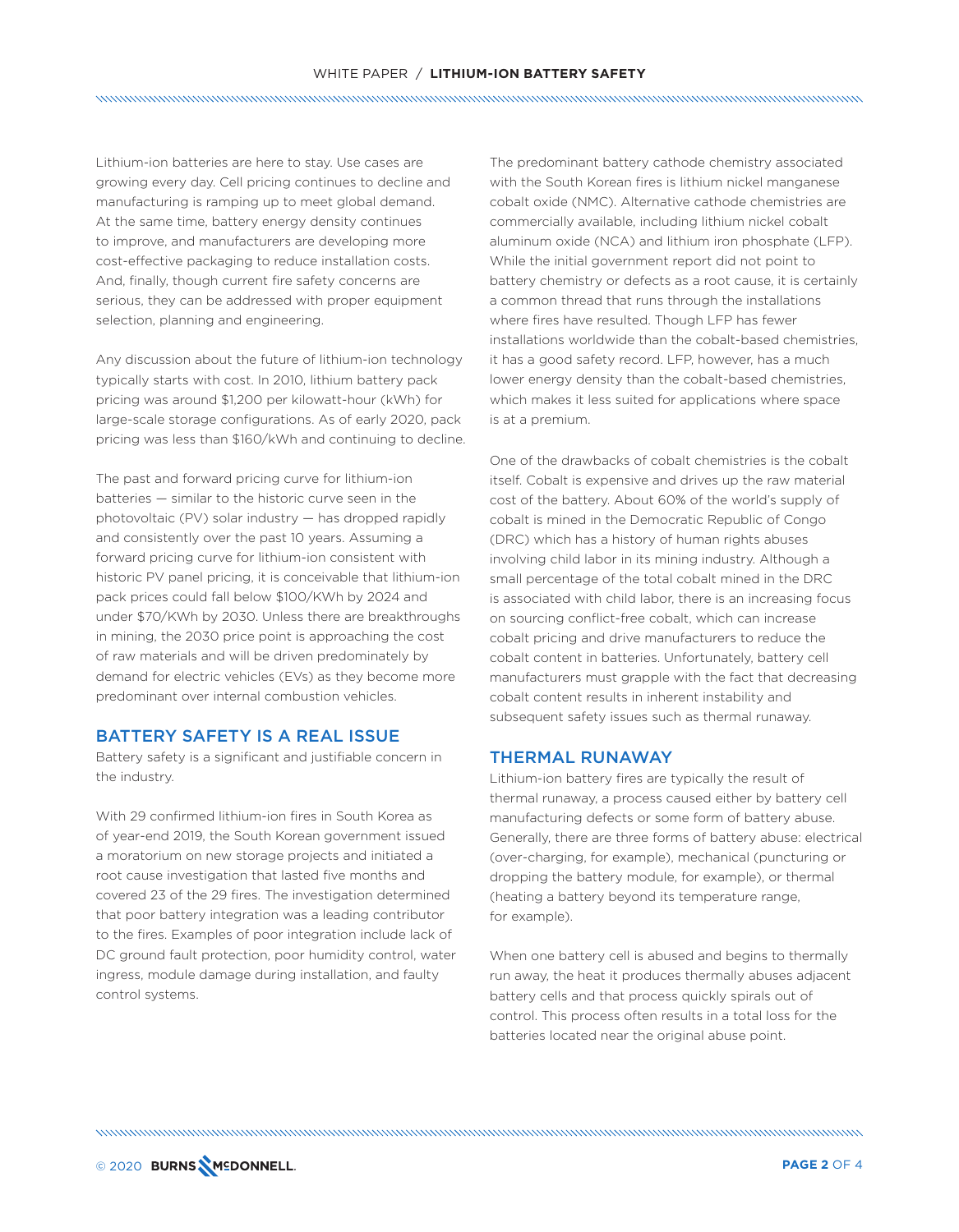Lithium-ion batteries are here to stay. Use cases are growing every day. Cell pricing continues to decline and manufacturing is ramping up to meet global demand. At the same time, battery energy density continues to improve, and manufacturers are developing more cost-effective packaging to reduce installation costs. And, finally, though current fire safety concerns are serious, they can be addressed with proper equipment selection, planning and engineering.

Any discussion about the future of lithium-ion technology typically starts with cost. In 2010, lithium battery pack pricing was around $1,200 per kilowatt-hour (kWh) for large-scale storage configurations. As of early 2020, pack pricing was less than $160/kWh and continuing to decline.

The past and forward pricing curve for lithium-ion batteries — similar to the historic curve seen in the photovoltaic (PV) solar industry — has dropped rapidly and consistently over the past 10 years. Assuming a forward pricing curve for lithium-ion consistent with historic PV panel pricing, it is conceivable that lithium-ion pack prices could fall below $100/KWh by 2024 and under $70/KWh by 2030. Unless there are breakthroughs in mining, the 2030 price point is approaching the cost of raw materials and will be driven predominately by demand for electric vehicles (EVs) as they become more predominant over internal combustion vehicles.

## BATTERY SAFETY IS A REAL ISSUE

Battery safety is a significant and justifiable concern in the industry.

With 29 confirmed lithium-ion fires in South Korea as of year-end 2019, the South Korean government issued a moratorium on new storage projects and initiated a root cause investigation that lasted five months and covered 23 of the 29 fires. The investigation determined that poor battery integration was a leading contributor to the fires. Examples of poor integration include lack of DC ground fault protection, poor humidity control, water ingress, module damage during installation, and faulty control systems.

The predominant battery cathode chemistry associated with the South Korean fires is lithium nickel manganese cobalt oxide (NMC). Alternative cathode chemistries are commercially available, including lithium nickel cobalt aluminum oxide (NCA) and lithium iron phosphate (LFP). While the initial government report did not point to battery chemistry or defects as a root cause, it is certainly a common thread that runs through the installations where fires have resulted. Though LFP has fewer installations worldwide than the cobalt-based chemistries, it has a good safety record. LFP, however, has a much lower energy density than the cobalt-based chemistries, which makes it less suited for applications where space is at a premium.

One of the drawbacks of cobalt chemistries is the cobalt itself. Cobalt is expensive and drives up the raw material cost of the battery. About 60% of the world's supply of cobalt is mined in the Democratic Republic of Congo (DRC) which has a history of human rights abuses involving child labor in its mining industry. Although a small percentage of the total cobalt mined in the DRC is associated with child labor, there is an increasing focus on sourcing conflict-free cobalt, which can increase cobalt pricing and drive manufacturers to reduce the cobalt content in batteries. Unfortunately, battery cell manufacturers must grapple with the fact that decreasing cobalt content results in inherent instability and subsequent safety issues such as thermal runaway.

## THERMAL RUNAWAY

Lithium-ion battery fires are typically the result of thermal runaway, a process caused either by battery cell manufacturing defects or some form of battery abuse. Generally, there are three forms of battery abuse: electrical (over-charging, for example), mechanical (puncturing or dropping the battery module, for example), or thermal (heating a battery beyond its temperature range, for example).

When one battery cell is abused and begins to thermally run away, the heat it produces thermally abuses adjacent battery cells and that process quickly spirals out of control. This process often results in a total loss for the batteries located near the original abuse point.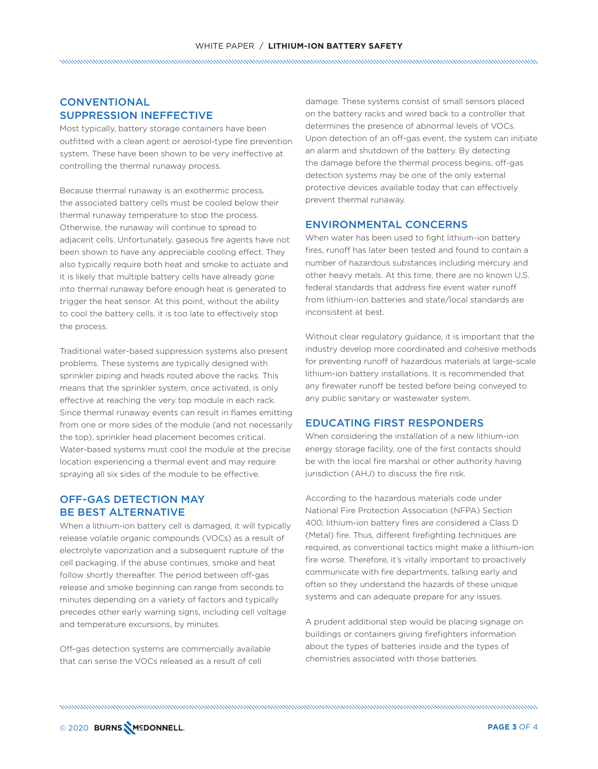## CONVENTIONAL SUPPRESSION INEFFECTIVE

Most typically, battery storage containers have been outfitted with a clean agent or aerosol-type fire prevention system. These have been shown to be very ineffective at controlling the thermal runaway process.

Because thermal runaway is an exothermic process, the associated battery cells must be cooled below their thermal runaway temperature to stop the process. Otherwise, the runaway will continue to spread to adjacent cells. Unfortunately, gaseous fire agents have not been shown to have any appreciable cooling effect. They also typically require both heat and smoke to actuate and it is likely that multiple battery cells have already gone into thermal runaway before enough heat is generated to trigger the heat sensor. At this point, without the ability to cool the battery cells, it is too late to effectively stop the process.

Traditional water-based suppression systems also present problems. These systems are typically designed with sprinkler piping and heads routed above the racks. This means that the sprinkler system, once activated, is only effective at reaching the very top module in each rack. Since thermal runaway events can result in flames emitting from one or more sides of the module (and not necessarily the top), sprinkler head placement becomes critical. Water-based systems must cool the module at the precise location experiencing a thermal event and may require spraying all six sides of the module to be effective.

## OFF-GAS DETECTION MAY BE BEST ALTERNATIVE

When a lithium-ion battery cell is damaged, it will typically release volatile organic compounds (VOCs) as a result of electrolyte vaporization and a subsequent rupture of the cell packaging. If the abuse continues, smoke and heat follow shortly thereafter. The period between off-gas release and smoke beginning can range from seconds to minutes depending on a variety of factors and typically precedes other early warning signs, including cell voltage and temperature excursions, by minutes.

Off-gas detection systems are commercially available that can sense the VOCs released as a result of cell damage. These systems consist of small sensors placed on the battery racks and wired back to a controller that determines the presence of abnormal levels of VOCs. Upon detection of an off-gas event, the system can initiate an alarm and shutdown of the battery. By detecting the damage before the thermal process begins, off-gas detection systems may be one of the only external protective devices available today that can effectively prevent thermal runaway.

## ENVIRONMENTAL CONCERNS

When water has been used to fight lithium-ion battery fires, runoff has later been tested and found to contain a number of hazardous substances including mercury and other heavy metals. At this time, there are no known U.S. federal standards that address fire event water runoff from lithium-ion batteries and state/local standards are inconsistent at best.

Without clear regulatory guidance, it is important that the industry develop more coordinated and cohesive methods for preventing runoff of hazardous materials at large-scale lithium-ion battery installations. It is recommended that any firewater runoff be tested before being conveyed to any public sanitary or wastewater system.

## EDUCATING FIRST RESPONDERS

When considering the installation of a new lithium-ion energy storage facility, one of the first contacts should be with the local fire marshal or other authority having jurisdiction (AHJ) to discuss the fire risk.

According to the hazardous materials code under National Fire Protection Association (NFPA) Section 400, lithium-ion battery fires are considered a Class D (Metal) fire. Thus, different firefighting techniques are required, as conventional tactics might make a lithium-ion fire worse. Therefore, it's vitally important to proactively communicate with fire departments, talking early and often so they understand the hazards of these unique systems and can adequate prepare for any issues.

A prudent additional step would be placing signage on buildings or containers giving firefighters information about the types of batteries inside and the types of chemistries associated with those batteries.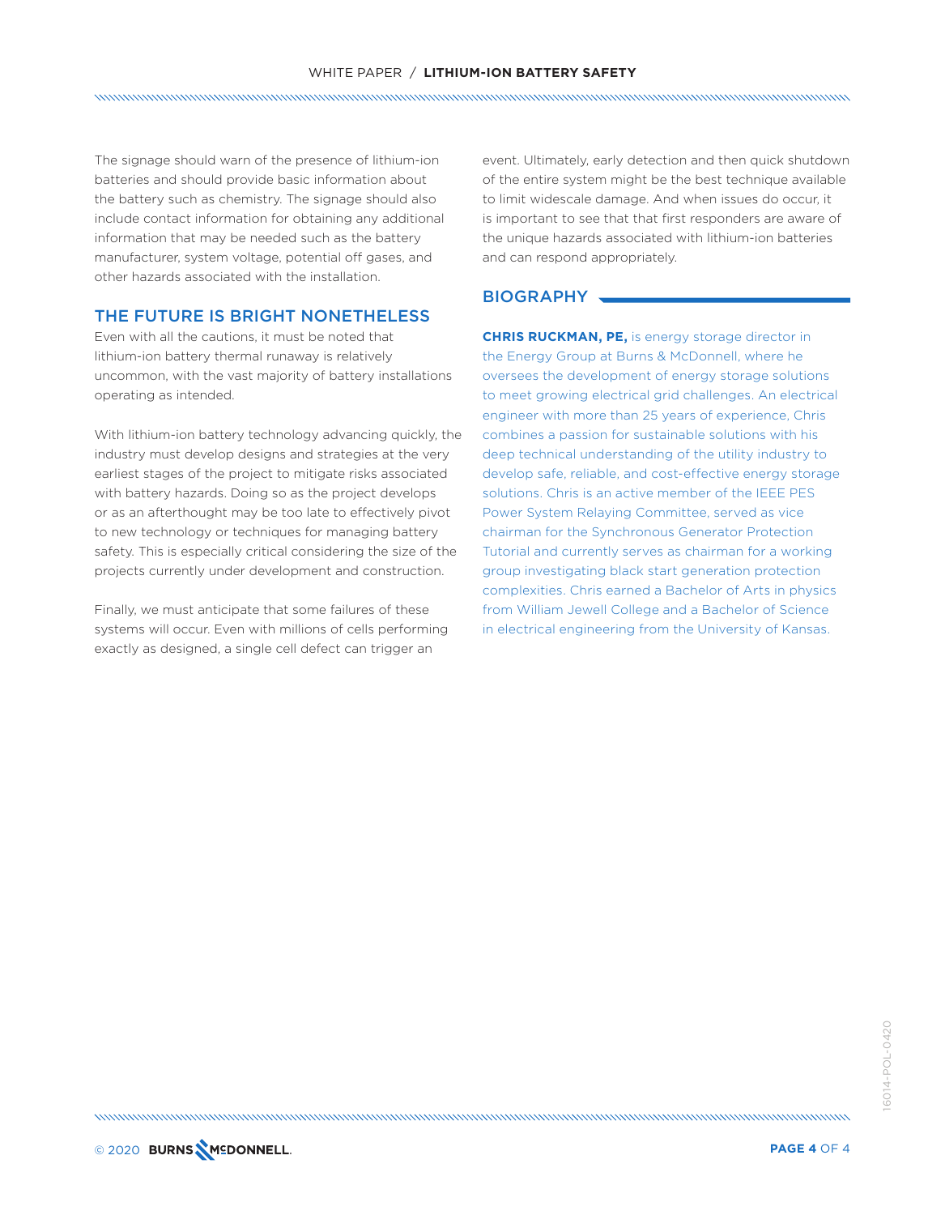The signage should warn of the presence of lithium-ion batteries and should provide basic information about the battery such as chemistry. The signage should also include contact information for obtaining any additional information that may be needed such as the battery manufacturer, system voltage, potential off gases, and other hazards associated with the installation.

## THE FUTURE IS BRIGHT NONETHELESS

Even with all the cautions, it must be noted that lithium-ion battery thermal runaway is relatively uncommon, with the vast majority of battery installations operating as intended.

With lithium-ion battery technology advancing quickly, the industry must develop designs and strategies at the very earliest stages of the project to mitigate risks associated with battery hazards. Doing so as the project develops or as an afterthought may be too late to effectively pivot to new technology or techniques for managing battery safety. This is especially critical considering the size of the projects currently under development and construction.

Finally, we must anticipate that some failures of these systems will occur. Even with millions of cells performing exactly as designed, a single cell defect can trigger an event. Ultimately, early detection and then quick shutdown of the entire system might be the best technique available to limit widescale damage. And when issues do occur, it is important to see that that first responders are aware of the unique hazards associated with lithium-ion batteries and can respond appropriately.

## BIOGRAPHY

**CHRIS RUCKMAN, PE,** is energy storage director in the Energy Group at Burns & McDonnell, where he oversees the development of energy storage solutions to meet growing electrical grid challenges. An electrical engineer with more than 25 years of experience, Chris combines a passion for sustainable solutions with his deep technical understanding of the utility industry to develop safe, reliable, and cost-effective energy storage solutions. Chris is an active member of the IEEE PES Power System Relaying Committee, served as vice chairman for the Synchronous Generator Protection Tutorial and currently serves as chairman for a working group investigating black start generation protection complexities. Chris earned a Bachelor of Arts in physics from William Jewell College and a Bachelor of Science in electrical engineering from the University of Kansas.

© 2020 BURNS & McDONNELL.

16014-POL-0420